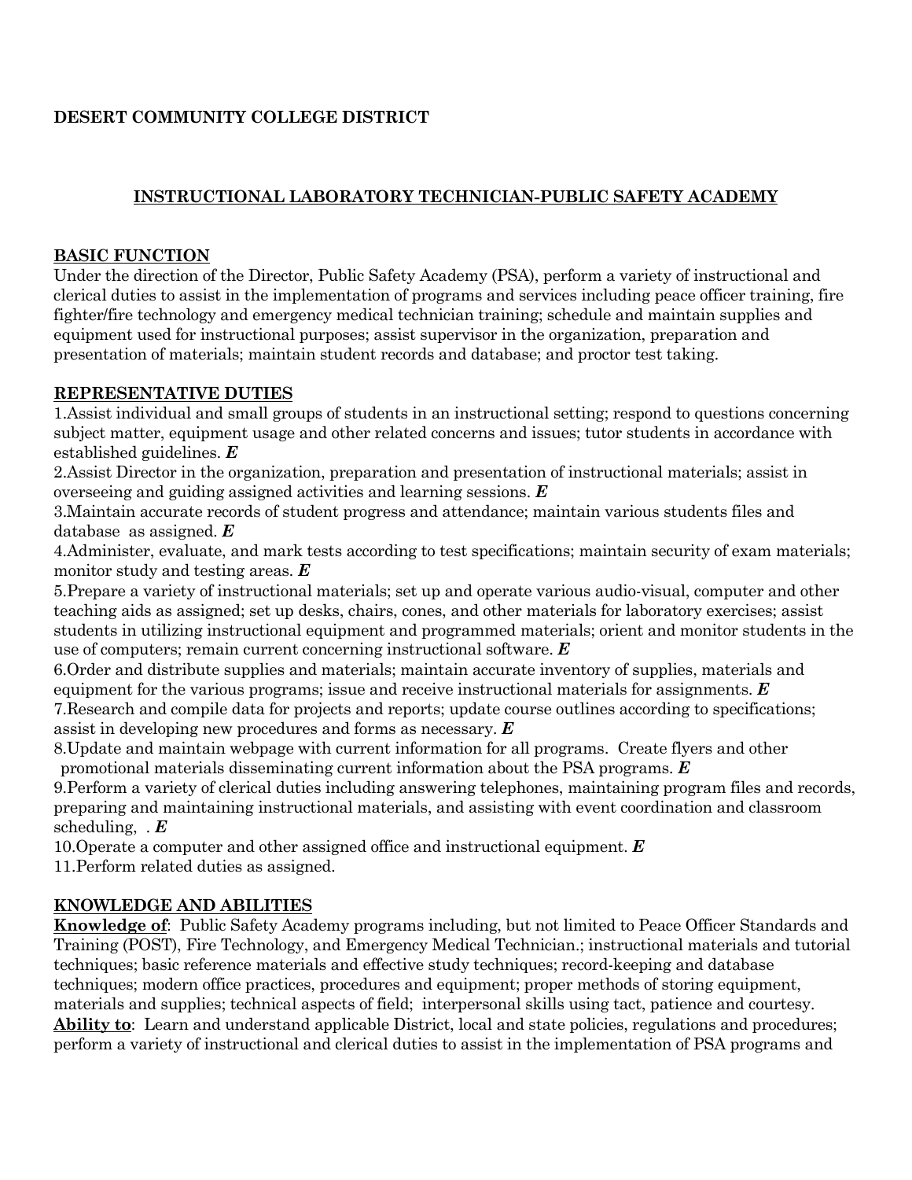**DESERT COMMUNITY COLLEGE DISTRICT**

## INSTRUCTIONAL LABORATORY TECHNICIAN-PUBLIC SAFETY ACADEMY

### BASIC FUNCTION

Under the direction of the Director, Public Safety Academy (PSA), perform a variety of instructional and clerical duties to assist in the implementation of programs and services including peace officer training, fire fighter/fire technology and emergency medical technician training; schedule and maintain supplies and equipment used for instructional purposes; assist supervisor in the organization, preparation and presentation of materials; maintain student records and database; and proctor test taking.

### REPRESENTATIVE DUTIES

1. Assist individual and small groups of students in an instructional setting; respond to questions concerning subject matter, equipment usage and other related concerns and issues; tutor students in accordance with established guidelines. ***E***
2. Assist Director in the organization, preparation and presentation of instructional materials; assist in overseeing and guiding assigned activities and learning sessions. ***E***
3. Maintain accurate records of student progress and attendance; maintain various students files and database as assigned. ***E***
4. Administer, evaluate, and mark tests according to test specifications; maintain security of exam materials; monitor study and testing areas. ***E***
5. Prepare a variety of instructional materials; set up and operate various audio-visual, computer and other teaching aids as assigned; set up desks, chairs, cones, and other materials for laboratory exercises; assist students in utilizing instructional equipment and programmed materials; orient and monitor students in the use of computers; remain current concerning instructional software. ***E***
6. Order and distribute supplies and materials; maintain accurate inventory of supplies, materials and equipment for the various programs; issue and receive instructional materials for assignments. ***E***
7. Research and compile data for projects and reports; update course outlines according to specifications; assist in developing new procedures and forms as necessary. ***E***
8. Update and maintain webpage with current information for all programs. Create flyers and other promotional materials disseminating current information about the PSA programs. ***E***
9. Perform a variety of clerical duties including answering telephones, maintaining program files and records, preparing and maintaining instructional materials, and assisting with event coordination and classroom scheduling, . ***E***
10. Operate a computer and other assigned office and instructional equipment. ***E***
11. Perform related duties as assigned.

### KNOWLEDGE AND ABILITIES

**Knowledge of**: Public Safety Academy programs including, but not limited to Peace Officer Standards and Training (POST), Fire Technology, and Emergency Medical Technician.; instructional materials and tutorial techniques; basic reference materials and effective study techniques; record-keeping and database techniques; modern office practices, procedures and equipment; proper methods of storing equipment, materials and supplies; technical aspects of field; interpersonal skills using tact, patience and courtesy.

**Ability to**: Learn and understand applicable District, local and state policies, regulations and procedures; perform a variety of instructional and clerical duties to assist in the implementation of PSA programs and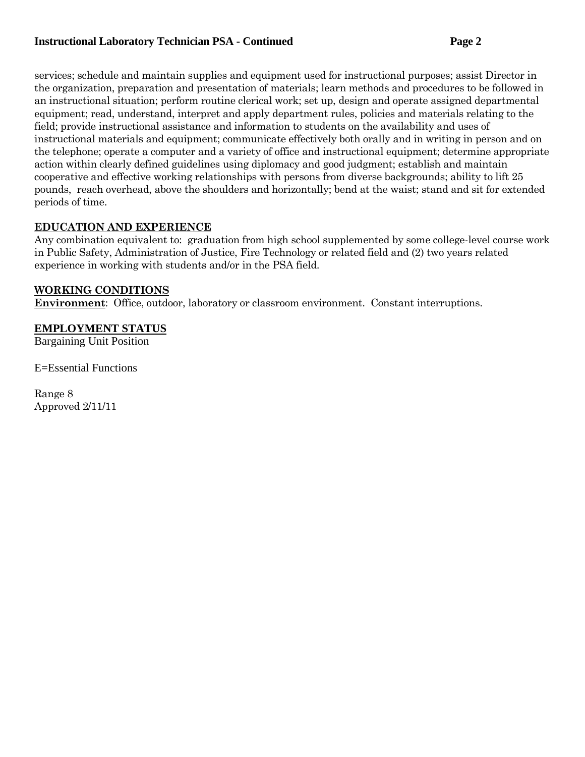services; schedule and maintain supplies and equipment used for instructional purposes; assist Director in the organization, preparation and presentation of materials; learn methods and procedures to be followed in an instructional situation; perform routine clerical work; set up, design and operate assigned departmental equipment; read, understand, interpret and apply department rules, policies and materials relating to the field; provide instructional assistance and information to students on the availability and uses of instructional materials and equipment; communicate effectively both orally and in writing in person and on the telephone; operate a computer and a variety of office and instructional equipment; determine appropriate action within clearly defined guidelines using diplomacy and good judgment; establish and maintain cooperative and effective working relationships with persons from diverse backgrounds; ability to lift 25 pounds, reach overhead, above the shoulders and horizontally; bend at the waist; stand and sit for extended periods of time.

## EDUCATION AND EXPERIENCE

Any combination equivalent to: graduation from high school supplemented by some college-level course work in Public Safety, Administration of Justice, Fire Technology or related field and (2) two years related experience in working with students and/or in the PSA field.

## WORKING CONDITIONS

**Environment**: Office, outdoor, laboratory or classroom environment. Constant interruptions.

## EMPLOYMENT STATUS

Bargaining Unit Position

E=Essential Functions

Range 8
Approved 2/11/11